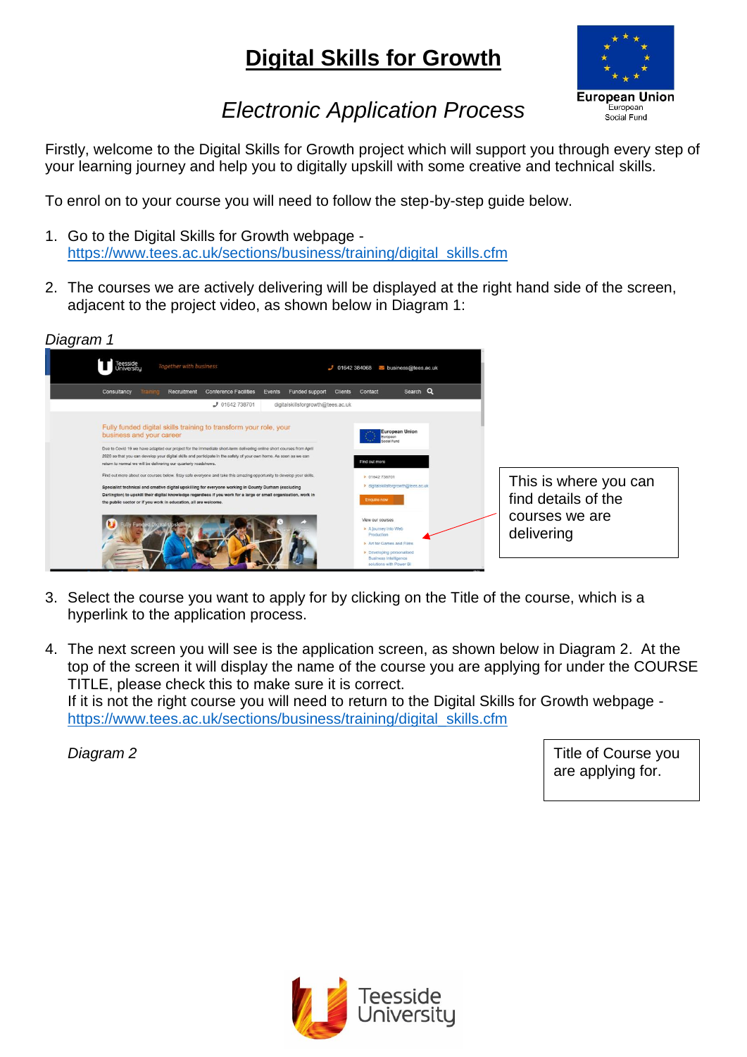# Digital Skills for Growth

European Union
European
Social Fund

## *Electronic Application Process*

Firstly, welcome to the Digital Skills for Growth project which will support you through every step of your learning journey and help you to digitally upskill with some creative and technical skills.

To enrol on to your course you will need to follow the step-by-step guide below.

1. Go to the Digital Skills for Growth webpage - [https://www.tees.ac.uk/sections/business/training/digital_skills.cfm](https://www.tees.ac.uk/sections/business/training/digital_skills.cfm)

2. The courses we are actively delivering will be displayed at the right hand side of the screen, adjacent to the project video, as shown below in Diagram 1:

*Diagram 1*

This is where you can find details of the courses we are delivering

3. Select the course you want to apply for by clicking on the Title of the course, which is a hyperlink to the application process.

4. The next screen you will see is the application screen, as shown below in Diagram 2. At the top of the screen it will display the name of the course you are applying for under the COURSE TITLE, please check this to make sure it is correct.
   If it is not the right course you will need to return to the Digital Skills for Growth webpage - [https://www.tees.ac.uk/sections/business/training/digital_skills.cfm](https://www.tees.ac.uk/sections/business/training/digital_skills.cfm)

   *Diagram 2*

   Title of Course you are applying for.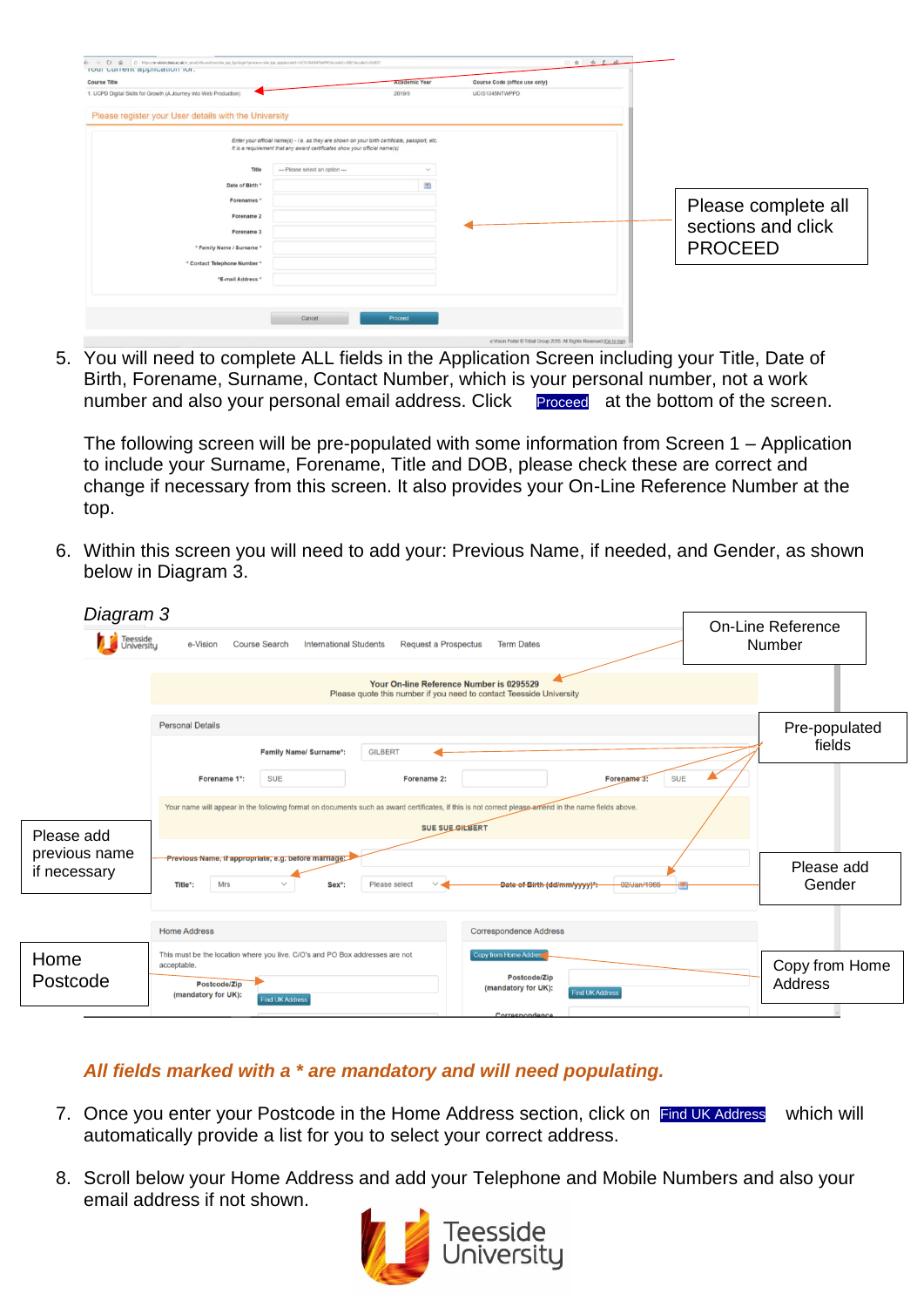Please complete all sections and click PROCEED

5. You will need to complete ALL fields in the Application Screen including your Title, Date of Birth, Forename, Surname, Contact Number, which is your personal number, not a work number and also your personal email address. Click Proceed at the bottom of the screen.

   The following screen will be pre-populated with some information from Screen 1 – Application to include your Surname, Forename, Title and DOB, please check these are correct and change if necessary from this screen. It also provides your On-Line Reference Number at the top.

6. Within this screen you will need to add your: Previous Name, if needed, and Gender, as shown below in Diagram 3.

*Diagram 3*

On-Line Reference Number

Pre-populated fields

Please add previous name if necessary

Please add Gender

Home Postcode

Copy from Home Address

***All fields marked with a * are mandatory and will need populating.***

7. Once you enter your Postcode in the Home Address section, click on Find UK Address which will automatically provide a list for you to select your correct address.

8. Scroll below your Home Address and add your Telephone and Mobile Numbers and also your email address if not shown.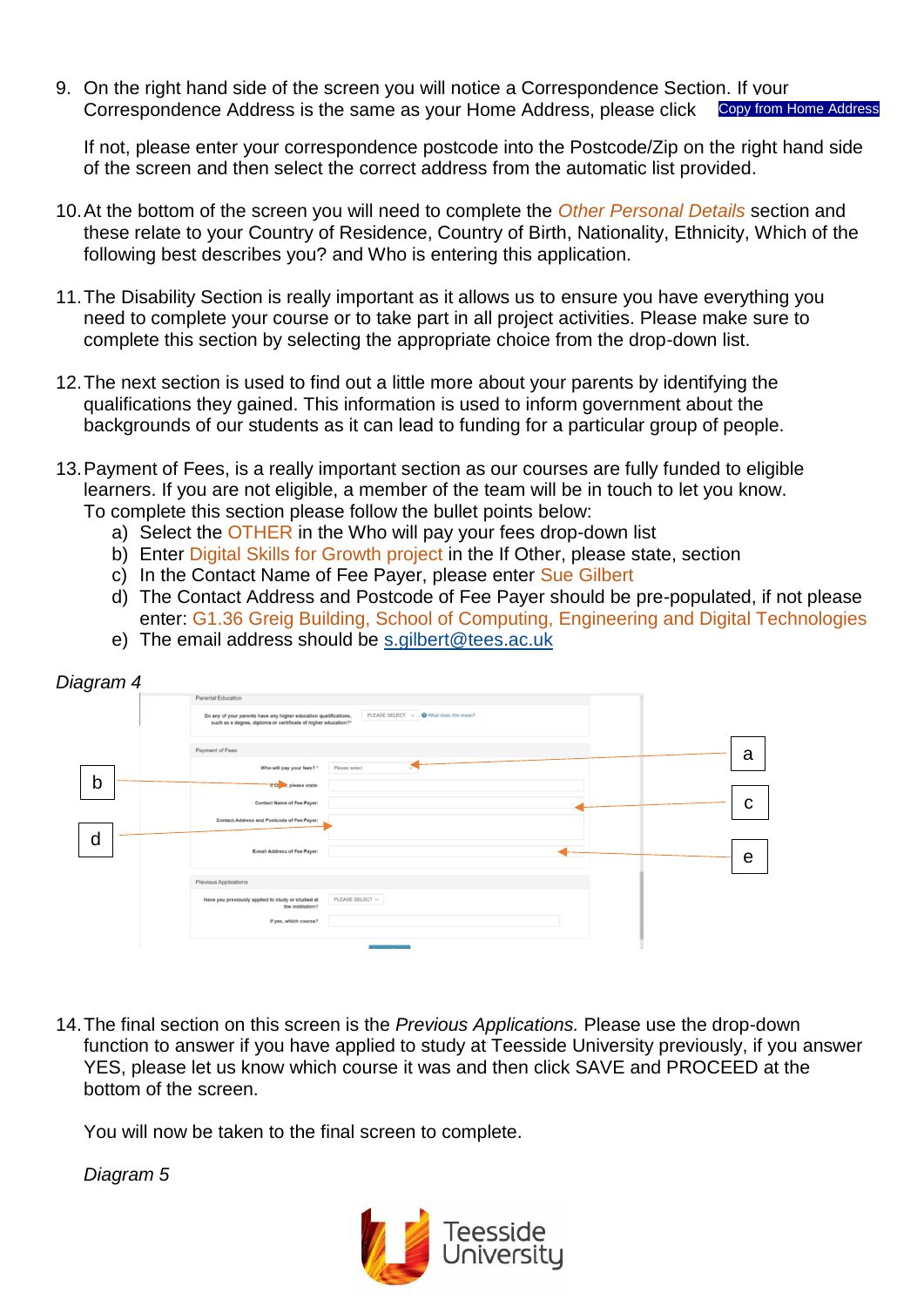9. On the right hand side of the screen you will notice a Correspondence Section. If your Correspondence Address is the same as your Home Address, please click Copy from Home Address

   If not, please enter your correspondence postcode into the Postcode/Zip on the right hand side of the screen and then select the correct address from the automatic list provided.

10. At the bottom of the screen you will need to complete the *Other Personal Details* section and these relate to your Country of Residence, Country of Birth, Nationality, Ethnicity, Which of the following best describes you? and Who is entering this application.

11. The Disability Section is really important as it allows us to ensure you have everything you need to complete your course or to take part in all project activities. Please make sure to complete this section by selecting the appropriate choice from the drop-down list.

12. The next section is used to find out a little more about your parents by identifying the qualifications they gained. This information is used to inform government about the backgrounds of our students as it can lead to funding for a particular group of people.

13. Payment of Fees, is a really important section as our courses are fully funded to eligible learners. If you are not eligible, a member of the team will be in touch to let you know. To complete this section please follow the bullet points below:
    a) Select the OTHER in the Who will pay your fees drop-down list
    b) Enter Digital Skills for Growth project in the If Other, please state, section
    c) In the Contact Name of Fee Payer, please enter Sue Gilbert
    d) The Contact Address and Postcode of Fee Payer should be pre-populated, if not please enter: G1.36 Greig Building, School of Computing, Engineering and Digital Technologies
    e) The email address should be s.gilbert@tees.ac.uk

*Diagram 4*

14. The final section on this screen is the *Previous Applications.* Please use the drop-down function to answer if you have applied to study at Teesside University previously, if you answer YES, please let us know which course it was and then click SAVE and PROCEED at the bottom of the screen.

    You will now be taken to the final screen to complete.

    *Diagram 5*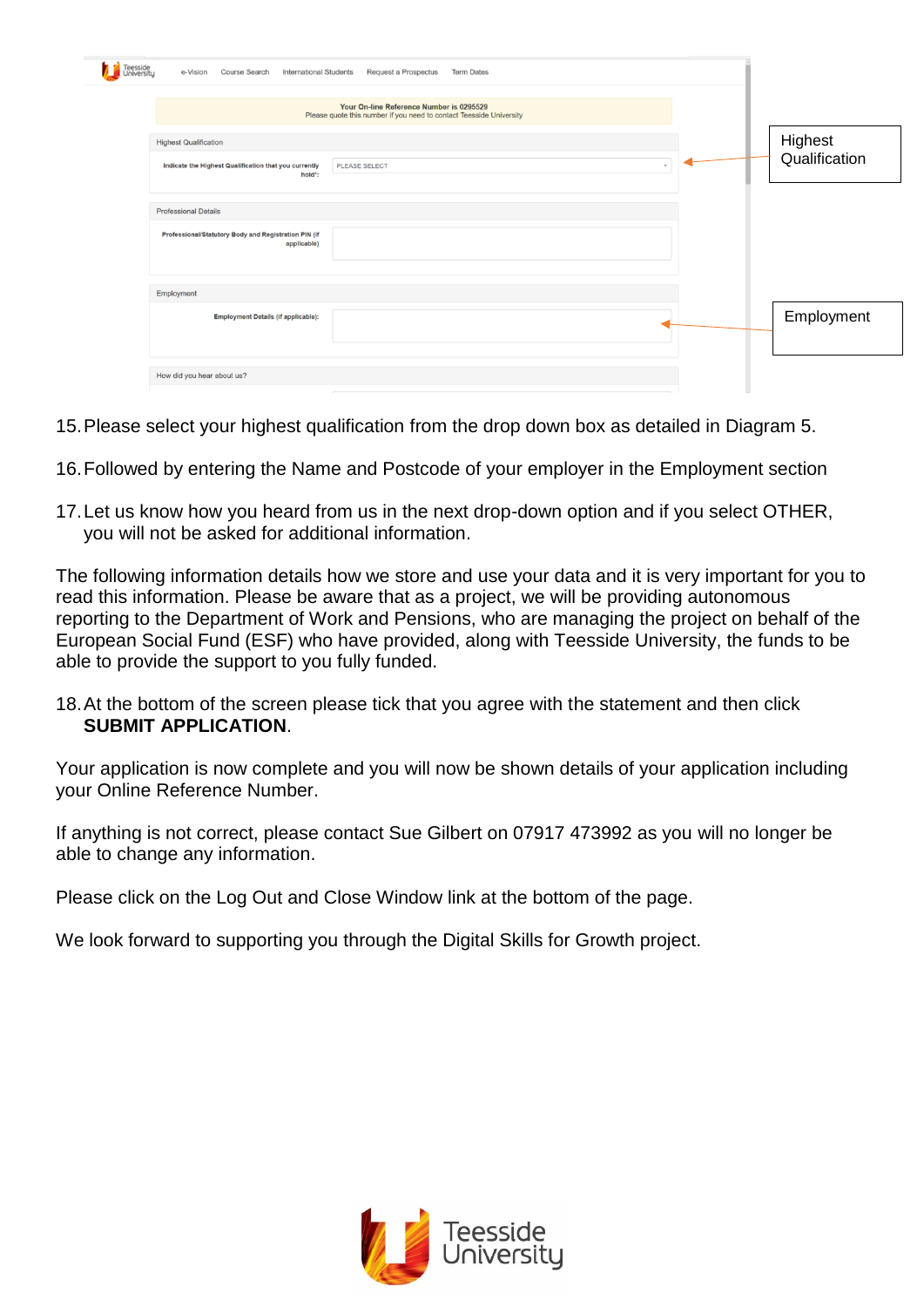Highest Qualification

Employment

15. Please select your highest qualification from the drop down box as detailed in Diagram 5.

16. Followed by entering the Name and Postcode of your employer in the Employment section

17. Let us know how you heard from us in the next drop-down option and if you select OTHER, you will not be asked for additional information.

The following information details how we store and use your data and it is very important for you to read this information. Please be aware that as a project, we will be providing autonomous reporting to the Department of Work and Pensions, who are managing the project on behalf of the European Social Fund (ESF) who have provided, along with Teesside University, the funds to be able to provide the support to you fully funded.

18. At the bottom of the screen please tick that you agree with the statement and then click **SUBMIT APPLICATION**.

Your application is now complete and you will now be shown details of your application including your Online Reference Number.

If anything is not correct, please contact Sue Gilbert on 07917 473992 as you will no longer be able to change any information.

Please click on the Log Out and Close Window link at the bottom of the page.

We look forward to supporting you through the Digital Skills for Growth project.